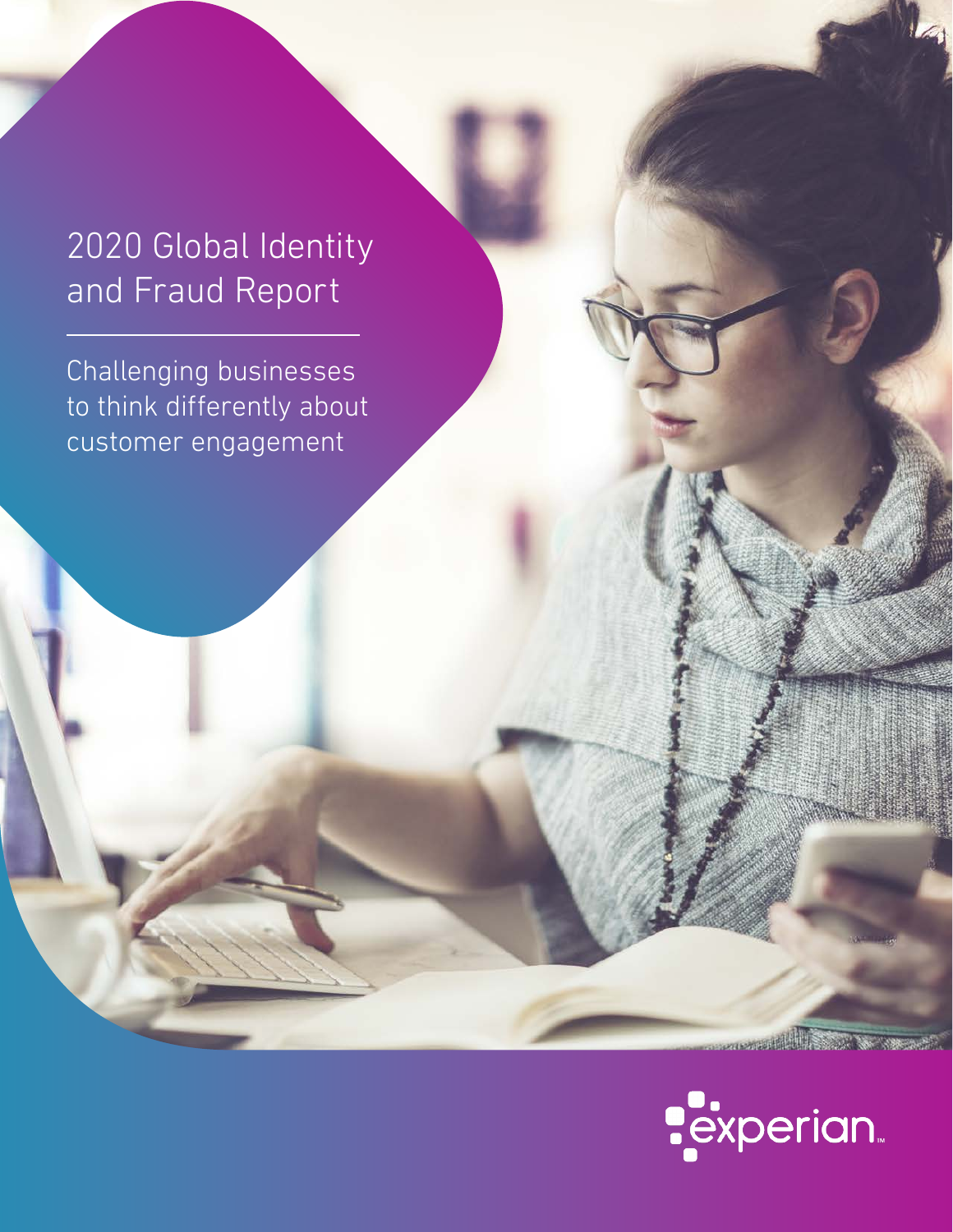# 2020 Global Identity and Fraud Report

Challenging businesses to think differently about customer engagement

experian.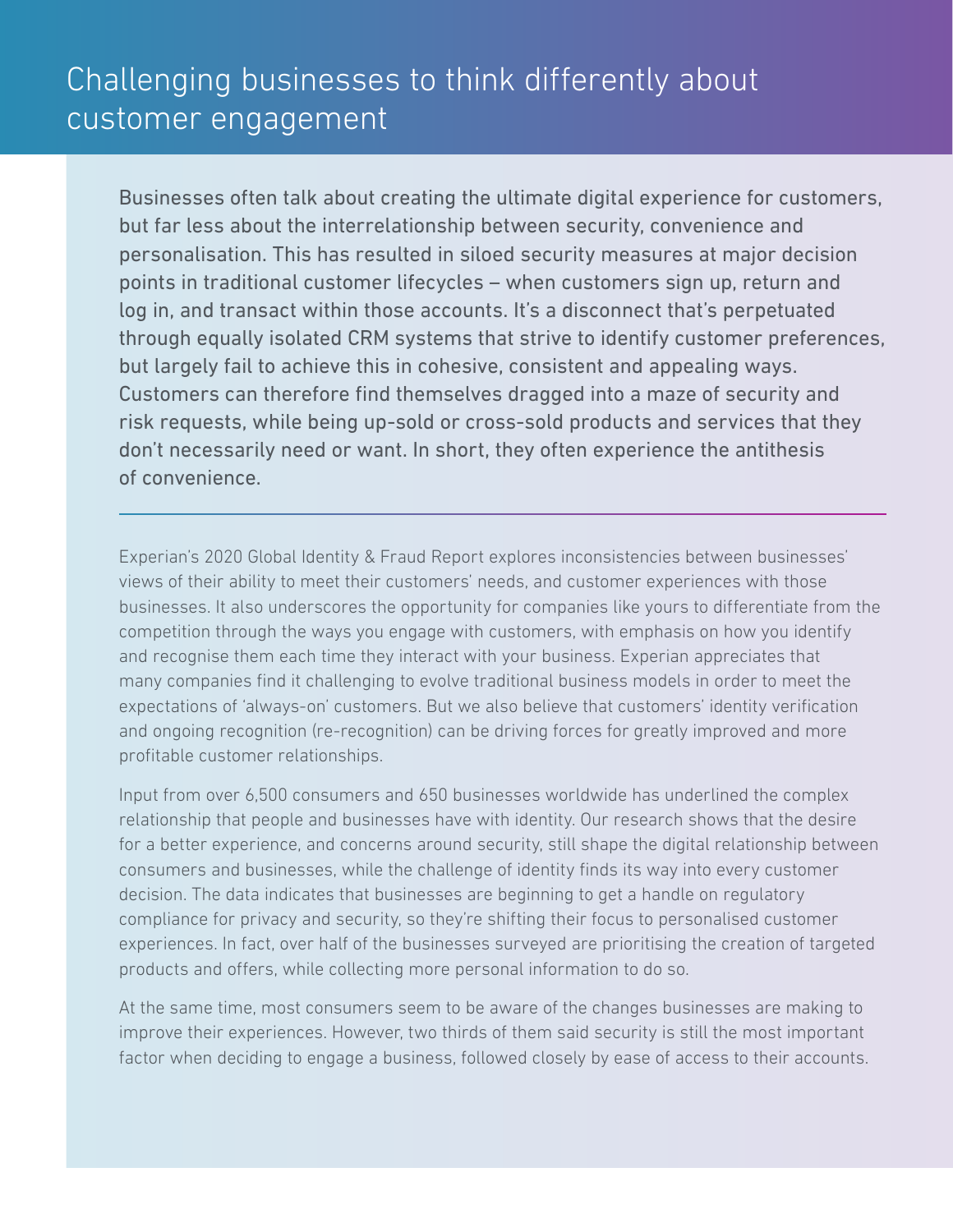# Challenging businesses to think differently about customer engagement

Businesses often talk about creating the ultimate digital experience for customers, but far less about the interrelationship between security, convenience and personalisation. This has resulted in siloed security measures at major decision points in traditional customer lifecycles – when customers sign up, return and log in, and transact within those accounts. It's a disconnect that's perpetuated through equally isolated CRM systems that strive to identify customer preferences, but largely fail to achieve this in cohesive, consistent and appealing ways. Customers can therefore find themselves dragged into a maze of security and risk requests, while being up-sold or cross-sold products and services that they don't necessarily need or want. In short, they often experience the antithesis of convenience.

---

Experian's 2020 Global Identity & Fraud Report explores inconsistencies between businesses' views of their ability to meet their customers' needs, and customer experiences with those businesses. It also underscores the opportunity for companies like yours to differentiate from the competition through the ways you engage with customers, with emphasis on how you identify and recognise them each time they interact with your business. Experian appreciates that many companies find it challenging to evolve traditional business models in order to meet the expectations of 'always-on' customers. But we also believe that customers' identity verification and ongoing recognition (re-recognition) can be driving forces for greatly improved and more profitable customer relationships.

Input from over 6,500 consumers and 650 businesses worldwide has underlined the complex relationship that people and businesses have with identity. Our research shows that the desire for a better experience, and concerns around security, still shape the digital relationship between consumers and businesses, while the challenge of identity finds its way into every customer decision. The data indicates that businesses are beginning to get a handle on regulatory compliance for privacy and security, so they're shifting their focus to personalised customer experiences. In fact, over half of the businesses surveyed are prioritising the creation of targeted products and offers, while collecting more personal information to do so.

At the same time, most consumers seem to be aware of the changes businesses are making to improve their experiences. However, two thirds of them said security is still the most important factor when deciding to engage a business, followed closely by ease of access to their accounts.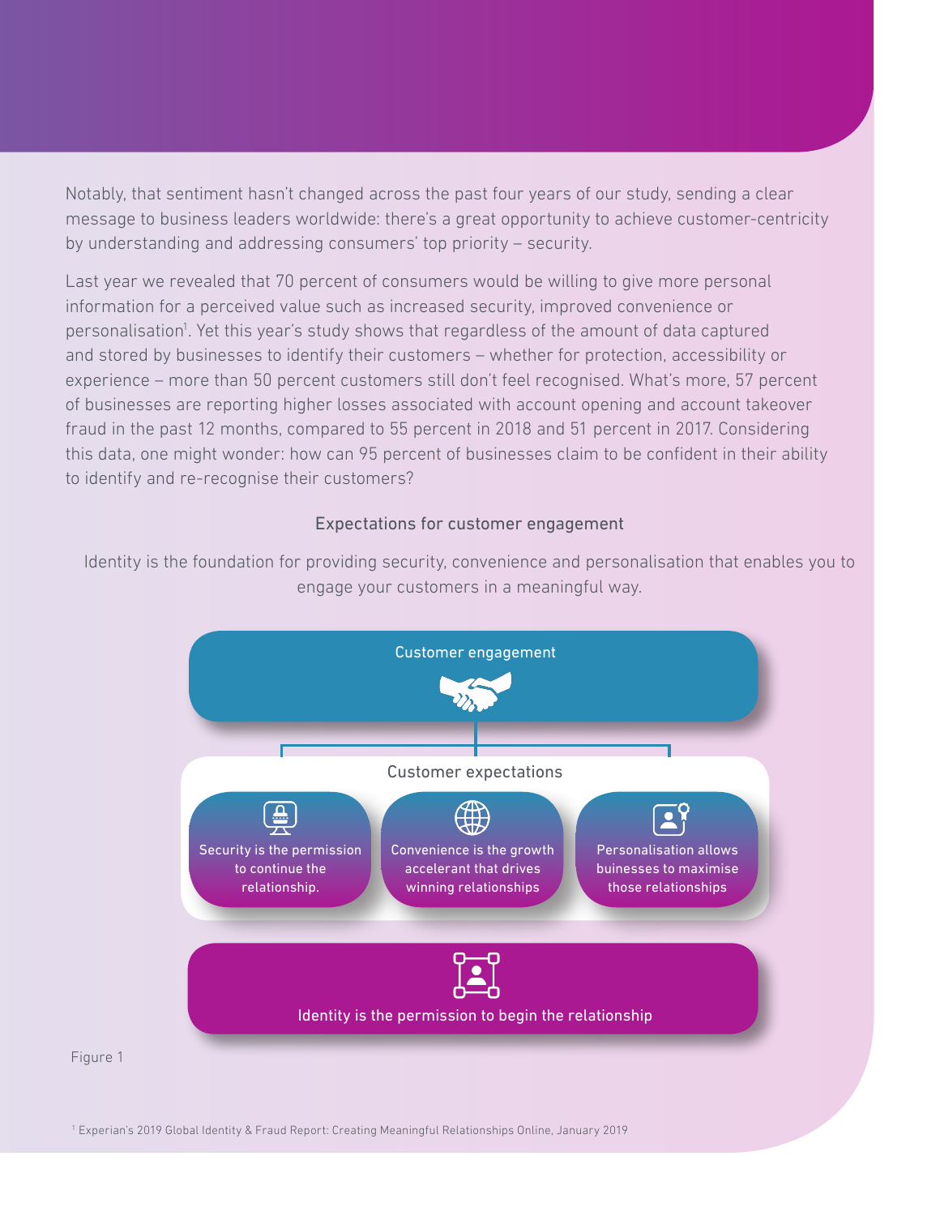Notably, that sentiment hasn't changed across the past four years of our study, sending a clear message to business leaders worldwide: there's a great opportunity to achieve customer-centricity by understanding and addressing consumers' top priority – security.

Last year we revealed that 70 percent of consumers would be willing to give more personal information for a perceived value such as increased security, improved convenience or personalisation[1]. Yet this year's study shows that regardless of the amount of data captured and stored by businesses to identify their customers – whether for protection, accessibility or experience – more than 50 percent customers still don't feel recognised. What's more, 57 percent of businesses are reporting higher losses associated with account opening and account takeover fraud in the past 12 months, compared to 55 percent in 2018 and 51 percent in 2017. Considering this data, one might wonder: how can 95 percent of businesses claim to be confident in their ability to identify and re-recognise their customers?

### Expectations for customer engagement

Identity is the foundation for providing security, convenience and personalisation that enables you to engage your customers in a meaningful way.

**Customer engagement**

**Customer expectations**

- Security is the permission to continue the relationship.
- Convenience is the growth accelerant that drives winning relationships
- Personalisation allows buinesses to maximise those relationships

**Identity is the permission to begin the relationship**

Figure 1

[1] Experian's 2019 Global Identity & Fraud Report: Creating Meaningful Relationships Online, January 2019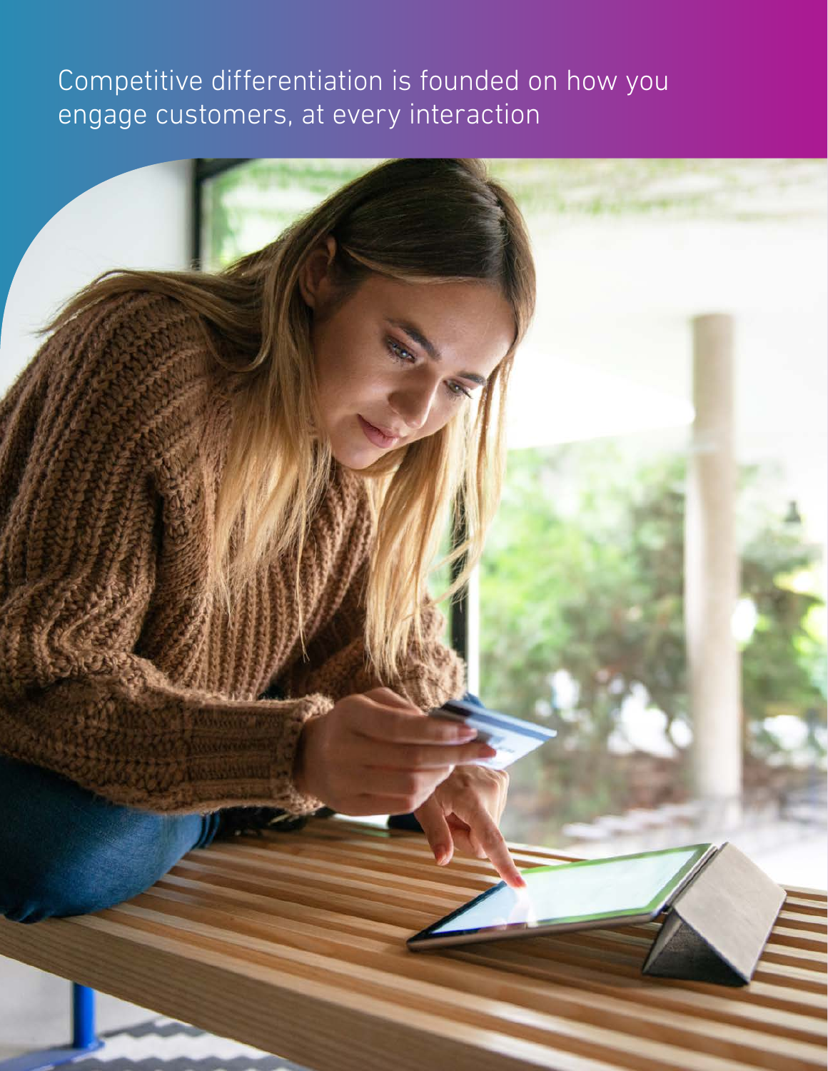Competitive differentiation is founded on how you engage customers, at every interaction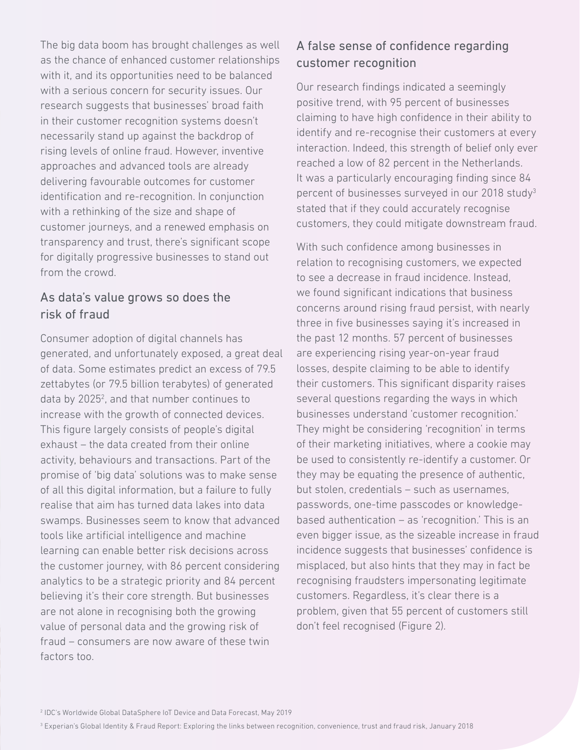The big data boom has brought challenges as well as the chance of enhanced customer relationships with it, and its opportunities need to be balanced with a serious concern for security issues. Our research suggests that businesses' broad faith in their customer recognition systems doesn't necessarily stand up against the backdrop of rising levels of online fraud. However, inventive approaches and advanced tools are already delivering favourable outcomes for customer identification and re-recognition. In conjunction with a rethinking of the size and shape of customer journeys, and a renewed emphasis on transparency and trust, there's significant scope for digitally progressive businesses to stand out from the crowd.

## As data's value grows so does the risk of fraud

Consumer adoption of digital channels has generated, and unfortunately exposed, a great deal of data. Some estimates predict an excess of 79.5 zettabytes (or 79.5 billion terabytes) of generated data by 2025[2], and that number continues to increase with the growth of connected devices. This figure largely consists of people's digital exhaust – the data created from their online activity, behaviours and transactions. Part of the promise of 'big data' solutions was to make sense of all this digital information, but a failure to fully realise that aim has turned data lakes into data swamps. Businesses seem to know that advanced tools like artificial intelligence and machine learning can enable better risk decisions across the customer journey, with 86 percent considering analytics to be a strategic priority and 84 percent believing it's their core strength. But businesses are not alone in recognising both the growing value of personal data and the growing risk of fraud – consumers are now aware of these twin factors too.

## A false sense of confidence regarding customer recognition

Our research findings indicated a seemingly positive trend, with 95 percent of businesses claiming to have high confidence in their ability to identify and re-recognise their customers at every interaction. Indeed, this strength of belief only ever reached a low of 82 percent in the Netherlands. It was a particularly encouraging finding since 84 percent of businesses surveyed in our 2018 study[3] stated that if they could accurately recognise customers, they could mitigate downstream fraud.

With such confidence among businesses in relation to recognising customers, we expected to see a decrease in fraud incidence. Instead, we found significant indications that business concerns around rising fraud persist, with nearly three in five businesses saying it's increased in the past 12 months. 57 percent of businesses are experiencing rising year-on-year fraud losses, despite claiming to be able to identify their customers. This significant disparity raises several questions regarding the ways in which businesses understand 'customer recognition.' They might be considering 'recognition' in terms of their marketing initiatives, where a cookie may be used to consistently re-identify a customer. Or they may be equating the presence of authentic, but stolen, credentials – such as usernames, passwords, one-time passcodes or knowledge-based authentication – as 'recognition.' This is an even bigger issue, as the sizeable increase in fraud incidence suggests that businesses' confidence is misplaced, but also hints that they may in fact be recognising fraudsters impersonating legitimate customers. Regardless, it's clear there is a problem, given that 55 percent of customers still don't feel recognised (Figure 2).

[2] IDC's Worldwide Global DataSphere IoT Device and Data Forecast, May 2019

[3] Experian's Global Identity & Fraud Report: Exploring the links between recognition, convenience, trust and fraud risk, January 2018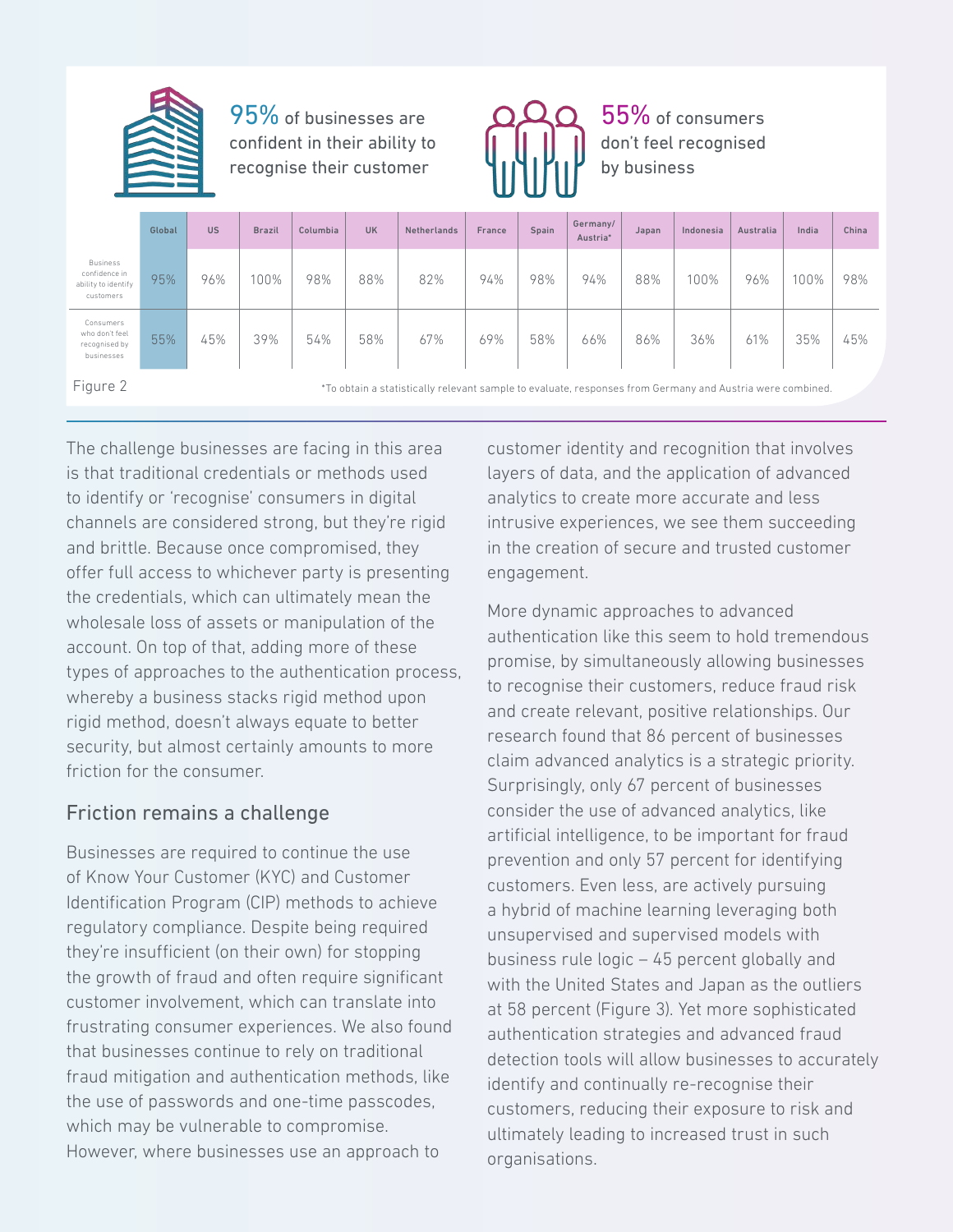95% of businesses are confident in their ability to recognise their customer

55% of consumers don't feel recognised by business

| | Global | US | Brazil | Columbia | UK | Netherlands | France | Spain | Germany/ Austria* | Japan | Indonesia | Australia | India | China |
|---|---|---|---|---|---|---|---|---|---|---|---|---|---|---|
| Business confidence in ability to identify customers | 95% | 96% | 100% | 98% | 88% | 82% | 94% | 98% | 94% | 88% | 100% | 96% | 100% | 98% |
| Consumers who don't feel recognised by businesses | 55% | 45% | 39% | 54% | 58% | 67% | 69% | 58% | 66% | 86% | 36% | 61% | 35% | 45% |

Figure 2

*To obtain a statistically relevant sample to evaluate, responses from Germany and Austria were combined.

The challenge businesses are facing in this area is that traditional credentials or methods used to identify or 'recognise' consumers in digital channels are considered strong, but they're rigid and brittle. Because once compromised, they offer full access to whichever party is presenting the credentials, which can ultimately mean the wholesale loss of assets or manipulation of the account. On top of that, adding more of these types of approaches to the authentication process, whereby a business stacks rigid method upon rigid method, doesn't always equate to better security, but almost certainly amounts to more friction for the consumer.

## Friction remains a challenge

Businesses are required to continue the use of Know Your Customer (KYC) and Customer Identification Program (CIP) methods to achieve regulatory compliance. Despite being required they're insufficient (on their own) for stopping the growth of fraud and often require significant customer involvement, which can translate into frustrating consumer experiences. We also found that businesses continue to rely on traditional fraud mitigation and authentication methods, like the use of passwords and one-time passcodes, which may be vulnerable to compromise. However, where businesses use an approach to customer identity and recognition that involves layers of data, and the application of advanced analytics to create more accurate and less intrusive experiences, we see them succeeding in the creation of secure and trusted customer engagement.

More dynamic approaches to advanced authentication like this seem to hold tremendous promise, by simultaneously allowing businesses to recognise their customers, reduce fraud risk and create relevant, positive relationships. Our research found that 86 percent of businesses claim advanced analytics is a strategic priority. Surprisingly, only 67 percent of businesses consider the use of advanced analytics, like artificial intelligence, to be important for fraud prevention and only 57 percent for identifying customers. Even less, are actively pursuing a hybrid of machine learning leveraging both unsupervised and supervised models with business rule logic – 45 percent globally and with the United States and Japan as the outliers at 58 percent (Figure 3). Yet more sophisticated authentication strategies and advanced fraud detection tools will allow businesses to accurately identify and continually re-recognise their customers, reducing their exposure to risk and ultimately leading to increased trust in such organisations.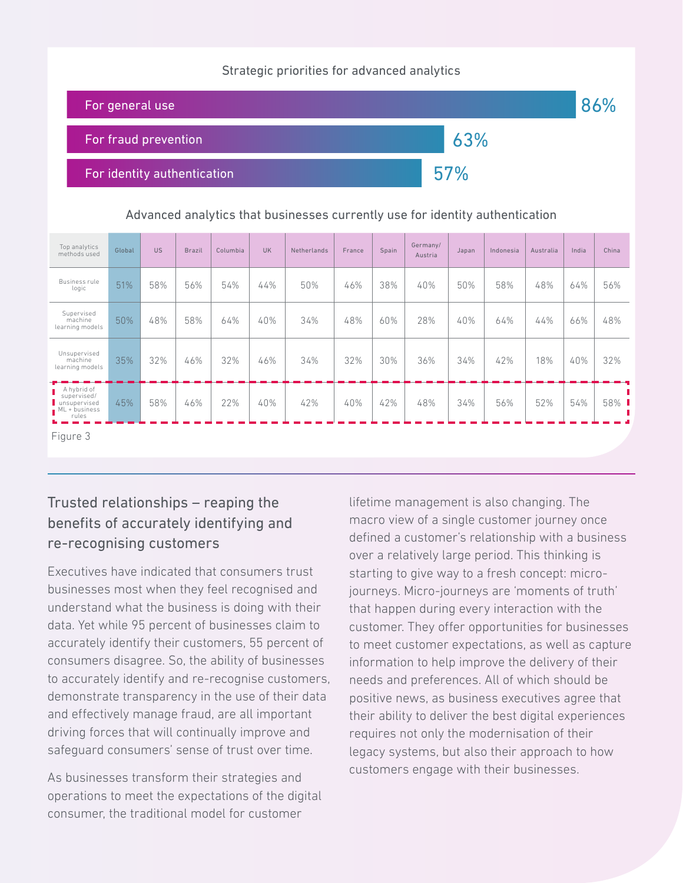Strategic priorities for advanced analytics

For general use 86%

For fraud prevention 63%

For identity authentication 57%

Advanced analytics that businesses currently use for identity authentication

| Top analytics methods used | Global | US | Brazil | Columbia | UK | Netherlands | France | Spain | Germany/ Austria | Japan | Indonesia | Australia | India | China |
|---|---|---|---|---|---|---|---|---|---|---|---|---|---|---|
| Business rule logic | 51% | 58% | 56% | 54% | 44% | 50% | 46% | 38% | 40% | 50% | 58% | 48% | 64% | 56% |
| Supervised machine learning models | 50% | 48% | 58% | 64% | 40% | 34% | 48% | 60% | 28% | 40% | 64% | 44% | 66% | 48% |
| Unsupervised machine learning models | 35% | 32% | 46% | 32% | 46% | 34% | 32% | 30% | 36% | 34% | 42% | 18% | 40% | 32% |
| A hybrid of supervised/ unsupervised ML + business rules | 45% | 58% | 46% | 22% | 40% | 42% | 40% | 42% | 48% | 34% | 56% | 52% | 54% | 58% |

Figure 3

## Trusted relationships – reaping the benefits of accurately identifying and re-recognising customers

Executives have indicated that consumers trust businesses most when they feel recognised and understand what the business is doing with their data. Yet while 95 percent of businesses claim to accurately identify their customers, 55 percent of consumers disagree. So, the ability of businesses to accurately identify and re-recognise customers, demonstrate transparency in the use of their data and effectively manage fraud, are all important driving forces that will continually improve and safeguard consumers' sense of trust over time.

As businesses transform their strategies and operations to meet the expectations of the digital consumer, the traditional model for customer lifetime management is also changing. The macro view of a single customer journey once defined a customer's relationship with a business over a relatively large period. This thinking is starting to give way to a fresh concept: micro-journeys. Micro-journeys are 'moments of truth' that happen during every interaction with the customer. They offer opportunities for businesses to meet customer expectations, as well as capture information to help improve the delivery of their needs and preferences. All of which should be positive news, as business executives agree that their ability to deliver the best digital experiences requires not only the modernisation of their legacy systems, but also their approach to how customers engage with their businesses.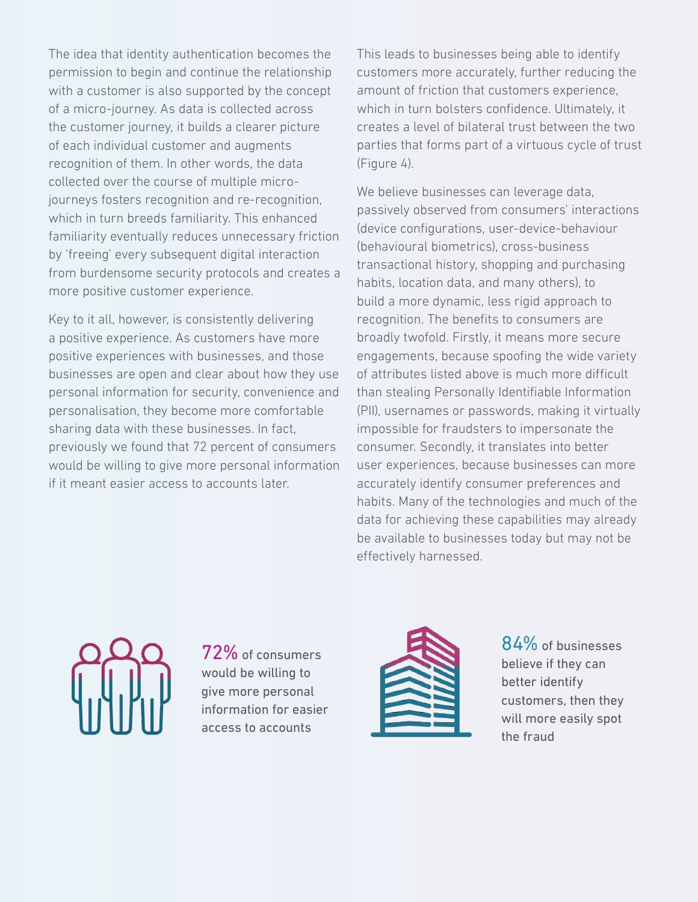The idea that identity authentication becomes the permission to begin and continue the relationship with a customer is also supported by the concept of a micro-journey. As data is collected across the customer journey, it builds a clearer picture of each individual customer and augments recognition of them. In other words, the data collected over the course of multiple micro-journeys fosters recognition and re-recognition, which in turn breeds familiarity. This enhanced familiarity eventually reduces unnecessary friction by 'freeing' every subsequent digital interaction from burdensome security protocols and creates a more positive customer experience.

Key to it all, however, is consistently delivering a positive experience. As customers have more positive experiences with businesses, and those businesses are open and clear about how they use personal information for security, convenience and personalisation, they become more comfortable sharing data with these businesses. In fact, previously we found that 72 percent of consumers would be willing to give more personal information if it meant easier access to accounts later.

This leads to businesses being able to identify customers more accurately, further reducing the amount of friction that customers experience, which in turn bolsters confidence. Ultimately, it creates a level of bilateral trust between the two parties that forms part of a virtuous cycle of trust (Figure 4).

We believe businesses can leverage data, passively observed from consumers' interactions (device configurations, user-device-behaviour (behavioural biometrics), cross-business transactional history, shopping and purchasing habits, location data, and many others), to build a more dynamic, less rigid approach to recognition. The benefits to consumers are broadly twofold. Firstly, it means more secure engagements, because spoofing the wide variety of attributes listed above is much more difficult than stealing Personally Identifiable Information (PII), usernames or passwords, making it virtually impossible for fraudsters to impersonate the consumer. Secondly, it translates into better user experiences, because businesses can more accurately identify consumer preferences and habits. Many of the technologies and much of the data for achieving these capabilities may already be available to businesses today but may not be effectively harnessed.

72% of consumers would be willing to give more personal information for easier access to accounts

84% of businesses believe if they can better identify customers, then they will more easily spot the fraud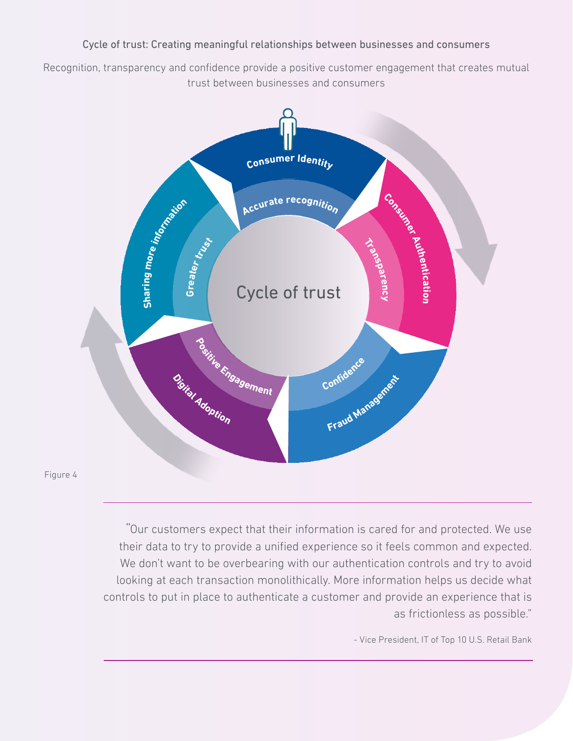Cycle of trust: Creating meaningful relationships between businesses and consumers

Recognition, transparency and confidence provide a positive customer engagement that creates mutual trust between businesses and consumers

Cycle of trust

Consumer Identity

Accurate recognition

Consumer Authentication

Transparency

Fraud Management

Confidence

Digital Adoption

Positive Engagement

Sharing more information

Greater trust

Figure 4

"Our customers expect that their information is cared for and protected. We use their data to try to provide a unified experience so it feels common and expected. We don't want to be overbearing with our authentication controls and try to avoid looking at each transaction monolithically. More information helps us decide what controls to put in place to authenticate a customer and provide an experience that is as frictionless as possible."

- Vice President, IT of Top 10 U.S. Retail Bank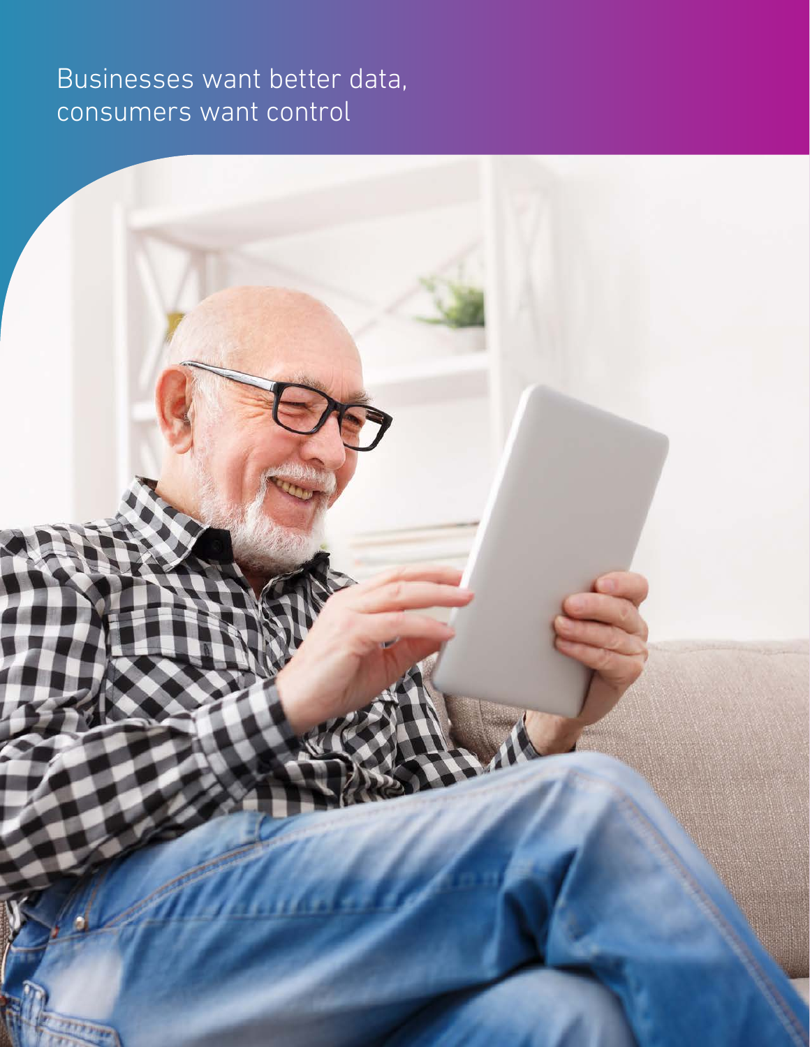# Businesses want better data, consumers want control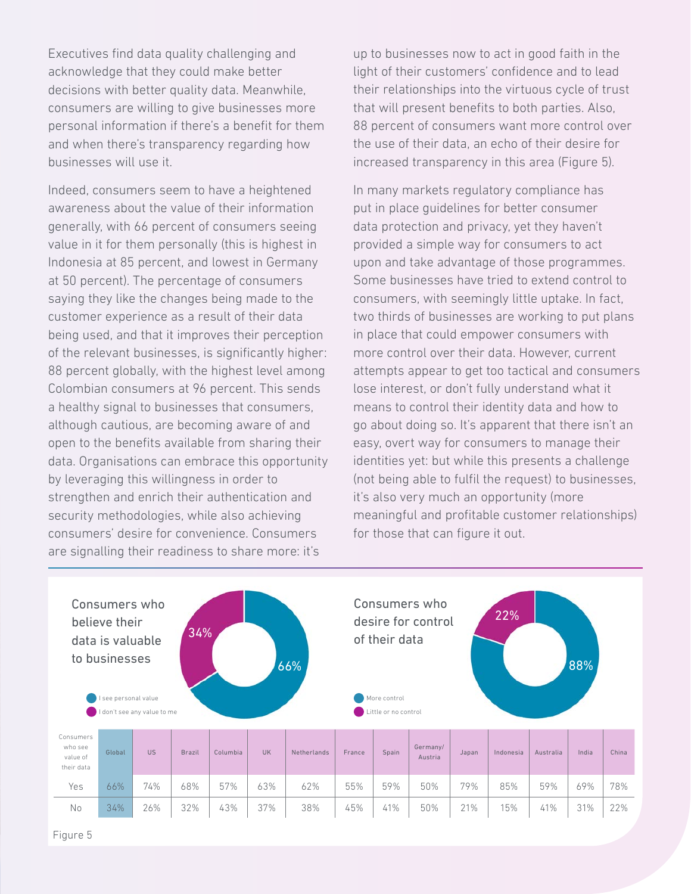Executives find data quality challenging and acknowledge that they could make better decisions with better quality data. Meanwhile, consumers are willing to give businesses more personal information if there's a benefit for them and when there's transparency regarding how businesses will use it.

Indeed, consumers seem to have a heightened awareness about the value of their information generally, with 66 percent of consumers seeing value in it for them personally (this is highest in Indonesia at 85 percent, and lowest in Germany at 50 percent). The percentage of consumers saying they like the changes being made to the customer experience as a result of their data being used, and that it improves their perception of the relevant businesses, is significantly higher: 88 percent globally, with the highest level among Colombian consumers at 96 percent. This sends a healthy signal to businesses that consumers, although cautious, are becoming aware of and open to the benefits available from sharing their data. Organisations can embrace this opportunity by leveraging this willingness in order to strengthen and enrich their authentication and security methodologies, while also achieving consumers' desire for convenience. Consumers are signalling their readiness to share more: it's up to businesses now to act in good faith in the light of their customers' confidence and to lead their relationships into the virtuous cycle of trust that will present benefits to both parties. Also, 88 percent of consumers want more control over the use of their data, an echo of their desire for increased transparency in this area (Figure 5).

In many markets regulatory compliance has put in place guidelines for better consumer data protection and privacy, yet they haven't provided a simple way for consumers to act upon and take advantage of those programmes. Some businesses have tried to extend control to consumers, with seemingly little uptake. In fact, two thirds of businesses are working to put plans in place that could empower consumers with more control over their data. However, current attempts appear to get too tactical and consumers lose interest, or don't fully understand what it means to control their identity data and how to go about doing so. It's apparent that there isn't an easy, overt way for consumers to manage their identities yet: but while this presents a challenge (not being able to fulfil the request) to businesses, it's also very much an opportunity (more meaningful and profitable customer relationships) for those that can figure it out.

Consumers who believe their data is valuable to businesses

34%
66%

I see personal value
I don't see any value to me

Consumers who desire for control of their data

22%
88%

More control
Little or no control

| Consumers who see value of their data | Global | US | Brazil | Columbia | UK | Netherlands | France | Spain | Germany/ Austria | Japan | Indonesia | Australia | India | China |
|---|---|---|---|---|---|---|---|---|---|---|---|---|---|---|
| Yes | 66% | 74% | 68% | 57% | 63% | 62% | 55% | 59% | 50% | 79% | 85% | 59% | 69% | 78% |
| No | 34% | 26% | 32% | 43% | 37% | 38% | 45% | 41% | 50% | 21% | 15% | 41% | 31% | 22% |

Figure 5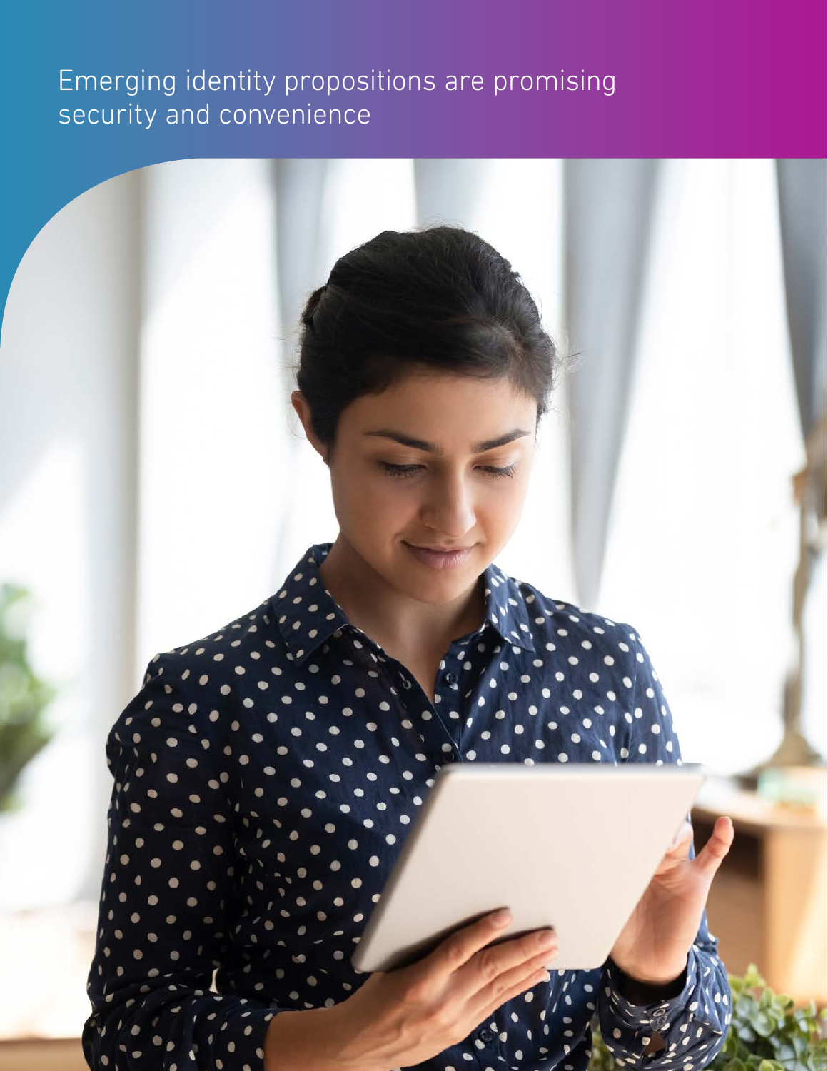# Emerging identity propositions are promising security and convenience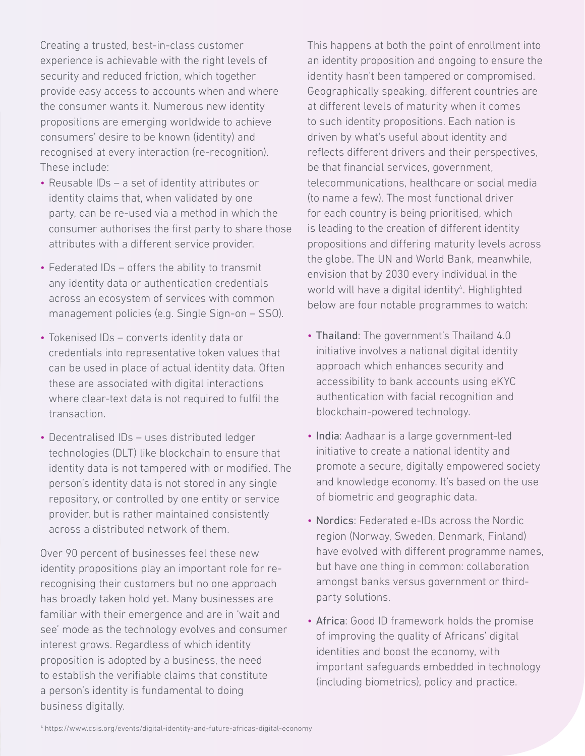Creating a trusted, best-in-class customer experience is achievable with the right levels of security and reduced friction, which together provide easy access to accounts when and where the consumer wants it. Numerous new identity propositions are emerging worldwide to achieve consumers' desire to be known (identity) and recognised at every interaction (re-recognition). These include:

- Reusable IDs – a set of identity attributes or identity claims that, when validated by one party, can be re-used via a method in which the consumer authorises the first party to share those attributes with a different service provider.
- Federated IDs – offers the ability to transmit any identity data or authentication credentials across an ecosystem of services with common management policies (e.g. Single Sign-on – SSO).
- Tokenised IDs – converts identity data or credentials into representative token values that can be used in place of actual identity data. Often these are associated with digital interactions where clear-text data is not required to fulfil the transaction.
- Decentralised IDs – uses distributed ledger technologies (DLT) like blockchain to ensure that identity data is not tampered with or modified. The person's identity data is not stored in any single repository, or controlled by one entity or service provider, but is rather maintained consistently across a distributed network of them.

Over 90 percent of businesses feel these new identity propositions play an important role for re-recognising their customers but no one approach has broadly taken hold yet. Many businesses are familiar with their emergence and are in 'wait and see' mode as the technology evolves and consumer interest grows. Regardless of which identity proposition is adopted by a business, the need to establish the verifiable claims that constitute a person's identity is fundamental to doing business digitally.

This happens at both the point of enrollment into an identity proposition and ongoing to ensure the identity hasn't been tampered or compromised. Geographically speaking, different countries are at different levels of maturity when it comes to such identity propositions. Each nation is driven by what's useful about identity and reflects different drivers and their perspectives, be that financial services, government, telecommunications, healthcare or social media (to name a few). The most functional driver for each country is being prioritised, which is leading to the creation of different identity propositions and differing maturity levels across the globe. The UN and World Bank, meanwhile, envision that by 2030 every individual in the world will have a digital identity[4]. Highlighted below are four notable programmes to watch:

- Thailand: The government's Thailand 4.0 initiative involves a national digital identity approach which enhances security and accessibility to bank accounts using eKYC authentication with facial recognition and blockchain-powered technology.
- India: Aadhaar is a large government-led initiative to create a national identity and promote a secure, digitally empowered society and knowledge economy. It's based on the use of biometric and geographic data.
- Nordics: Federated e-IDs across the Nordic region (Norway, Sweden, Denmark, Finland) have evolved with different programme names, but have one thing in common: collaboration amongst banks versus government or third-party solutions.
- Africa: Good ID framework holds the promise of improving the quality of Africans' digital identities and boost the economy, with important safeguards embedded in technology (including biometrics), policy and practice.

[4] https://www.csis.org/events/digital-identity-and-future-africas-digital-economy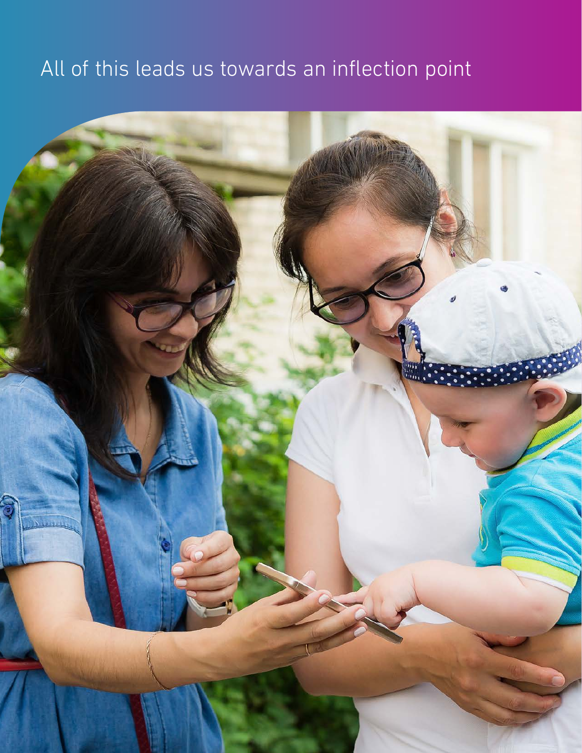# All of this leads us towards an inflection point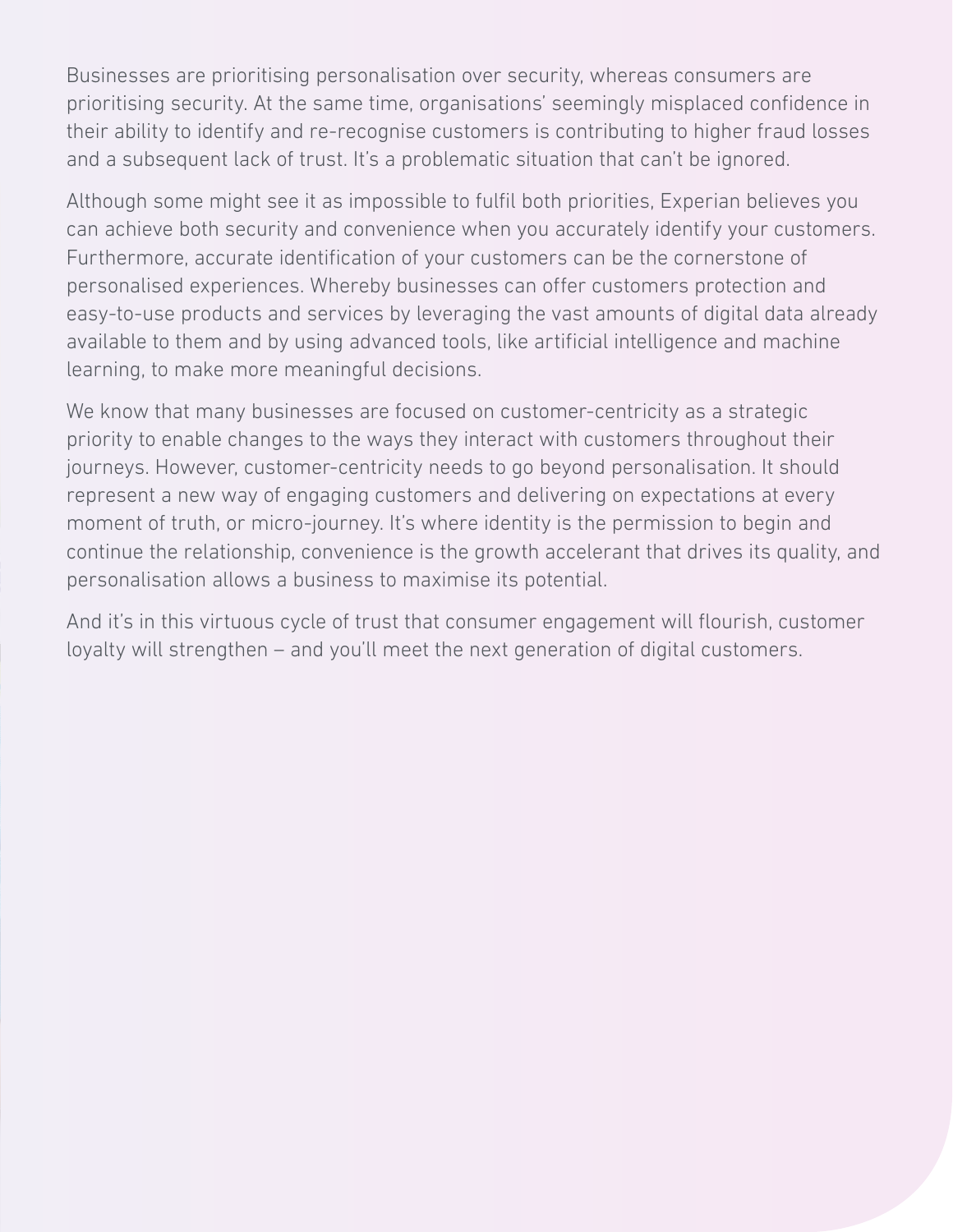Businesses are prioritising personalisation over security, whereas consumers are prioritising security. At the same time, organisations' seemingly misplaced confidence in their ability to identify and re-recognise customers is contributing to higher fraud losses and a subsequent lack of trust. It's a problematic situation that can't be ignored.

Although some might see it as impossible to fulfil both priorities, Experian believes you can achieve both security and convenience when you accurately identify your customers. Furthermore, accurate identification of your customers can be the cornerstone of personalised experiences. Whereby businesses can offer customers protection and easy-to-use products and services by leveraging the vast amounts of digital data already available to them and by using advanced tools, like artificial intelligence and machine learning, to make more meaningful decisions.

We know that many businesses are focused on customer-centricity as a strategic priority to enable changes to the ways they interact with customers throughout their journeys. However, customer-centricity needs to go beyond personalisation. It should represent a new way of engaging customers and delivering on expectations at every moment of truth, or micro-journey. It's where identity is the permission to begin and continue the relationship, convenience is the growth accelerant that drives its quality, and personalisation allows a business to maximise its potential.

And it's in this virtuous cycle of trust that consumer engagement will flourish, customer loyalty will strengthen – and you'll meet the next generation of digital customers.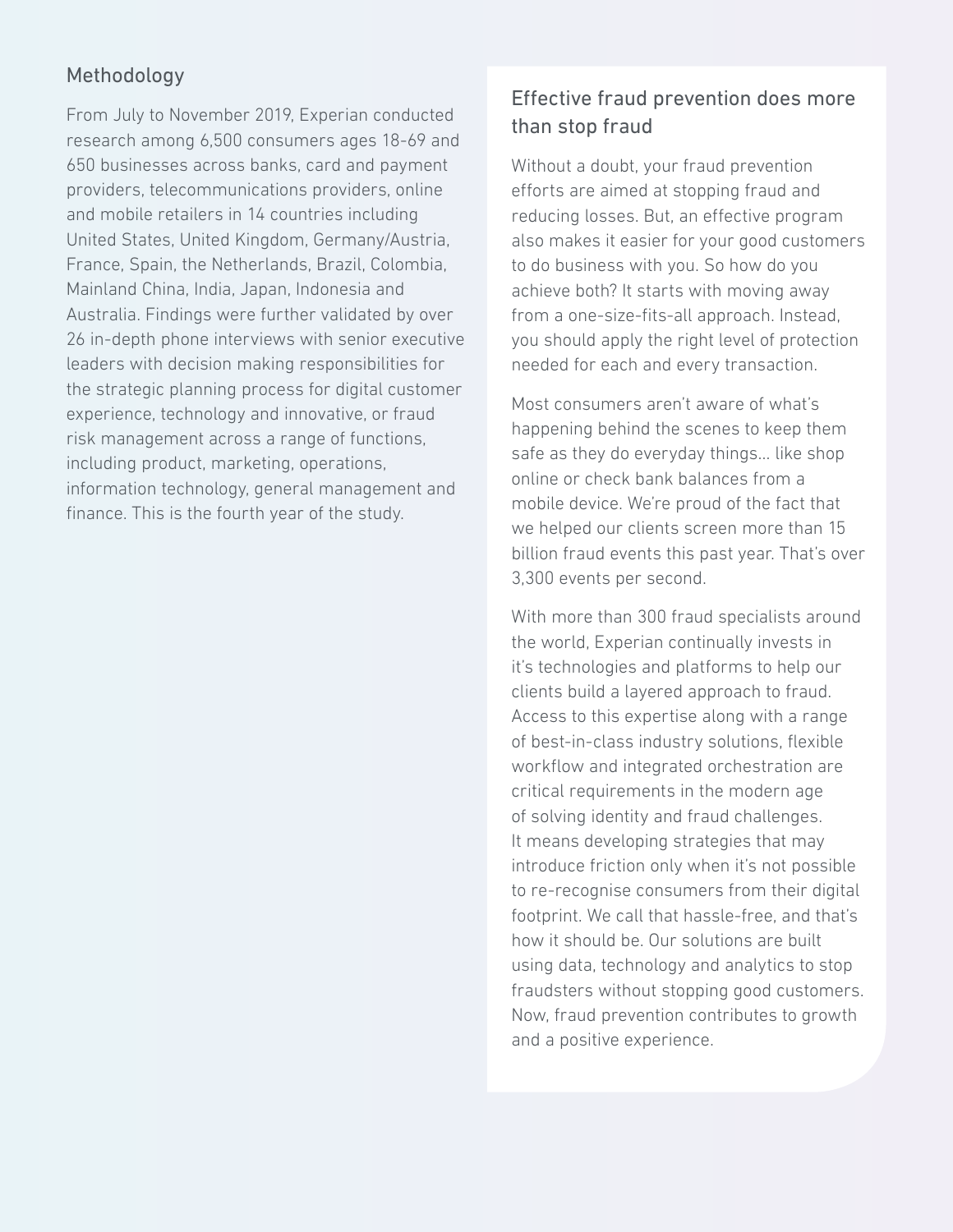## Methodology

From July to November 2019, Experian conducted research among 6,500 consumers ages 18-69 and 650 businesses across banks, card and payment providers, telecommunications providers, online and mobile retailers in 14 countries including United States, United Kingdom, Germany/Austria, France, Spain, the Netherlands, Brazil, Colombia, Mainland China, India, Japan, Indonesia and Australia. Findings were further validated by over 26 in-depth phone interviews with senior executive leaders with decision making responsibilities for the strategic planning process for digital customer experience, technology and innovative, or fraud risk management across a range of functions, including product, marketing, operations, information technology, general management and finance. This is the fourth year of the study.

## Effective fraud prevention does more than stop fraud

Without a doubt, your fraud prevention efforts are aimed at stopping fraud and reducing losses. But, an effective program also makes it easier for your good customers to do business with you. So how do you achieve both? It starts with moving away from a one-size-fits-all approach. Instead, you should apply the right level of protection needed for each and every transaction.

Most consumers aren't aware of what's happening behind the scenes to keep them safe as they do everyday things… like shop online or check bank balances from a mobile device. We're proud of the fact that we helped our clients screen more than 15 billion fraud events this past year. That's over 3,300 events per second.

With more than 300 fraud specialists around the world, Experian continually invests in it's technologies and platforms to help our clients build a layered approach to fraud. Access to this expertise along with a range of best-in-class industry solutions, flexible workflow and integrated orchestration are critical requirements in the modern age of solving identity and fraud challenges. It means developing strategies that may introduce friction only when it's not possible to re-recognise consumers from their digital footprint. We call that hassle-free, and that's how it should be. Our solutions are built using data, technology and analytics to stop fraudsters without stopping good customers. Now, fraud prevention contributes to growth and a positive experience.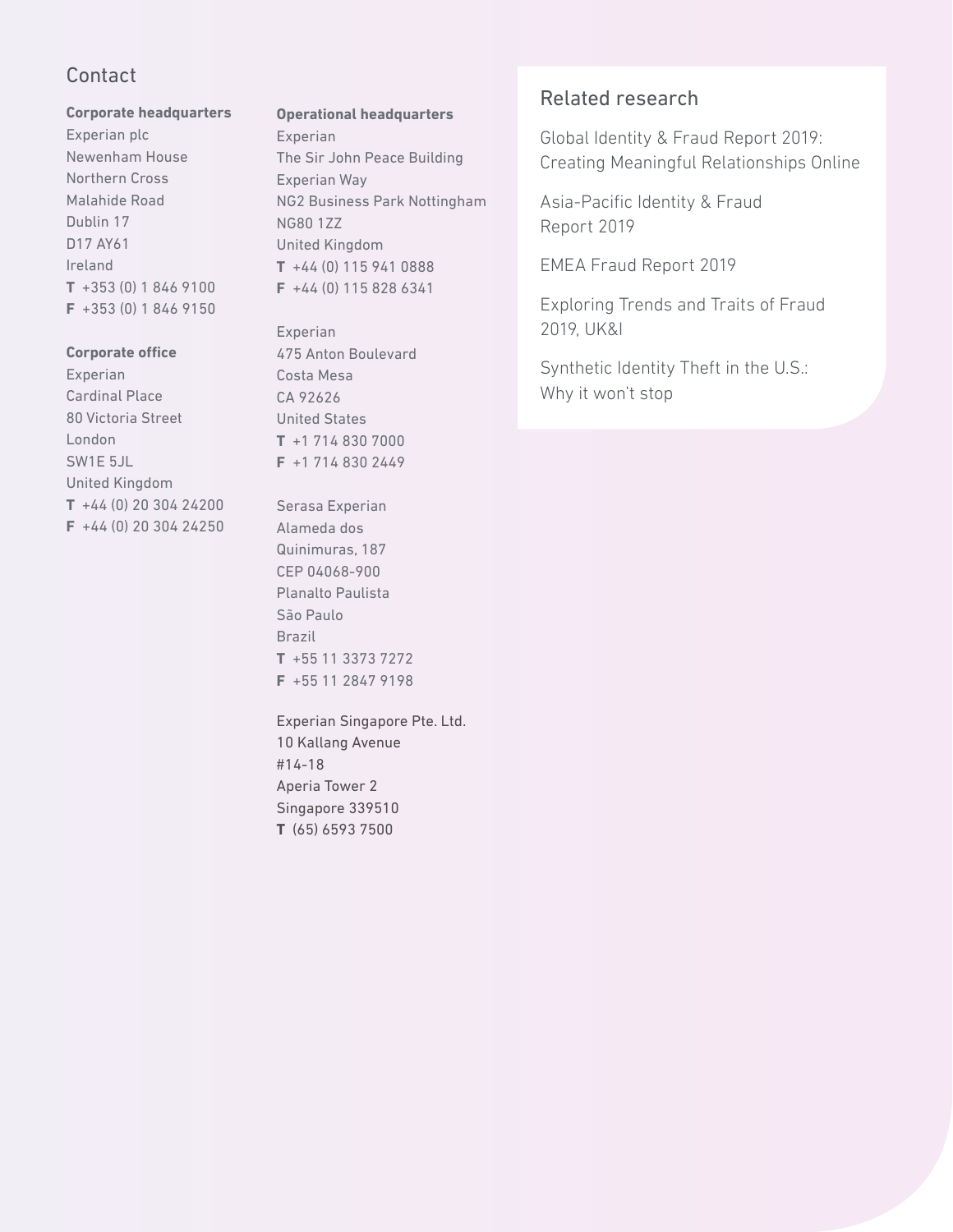## Contact

**Corporate headquarters**
Experian plc
Newenham House
Northern Cross
Malahide Road
Dublin 17
D17 AY61
Ireland
**T** +353 (0) 1 846 9100
**F** +353 (0) 1 846 9150

**Corporate office**
Experian
Cardinal Place
80 Victoria Street
London
SW1E 5JL
United Kingdom
**T** +44 (0) 20 304 24200
**F** +44 (0) 20 304 24250

**Operational headquarters**
Experian
The Sir John Peace Building
Experian Way
NG2 Business Park Nottingham
NG80 1ZZ
United Kingdom
**T** +44 (0) 115 941 0888
**F** +44 (0) 115 828 6341

Experian
475 Anton Boulevard
Costa Mesa
CA 92626
United States
**T** +1 714 830 7000
**F** +1 714 830 2449

Serasa Experian
Alameda dos
Quinimuras, 187
CEP 04068-900
Planalto Paulista
São Paulo
Brazil
**T** +55 11 3373 7272
**F** +55 11 2847 9198

Experian Singapore Pte. Ltd.
10 Kallang Avenue
#14-18
Aperia Tower 2
Singapore 339510
**T** (65) 6593 7500

## Related research

Global Identity & Fraud Report 2019: Creating Meaningful Relationships Online

Asia-Pacific Identity & Fraud Report 2019

EMEA Fraud Report 2019

Exploring Trends and Traits of Fraud 2019, UK&I

Synthetic Identity Theft in the U.S.: Why it won't stop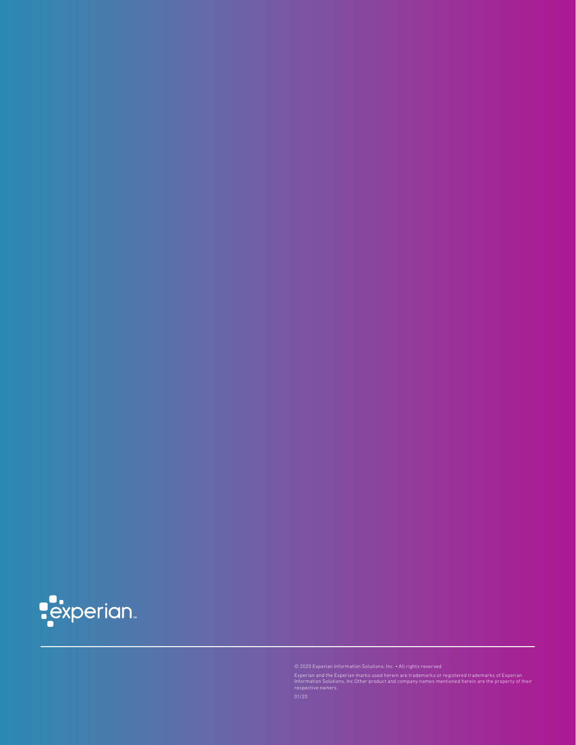experian.

© 2020 Experian Information Solutions, Inc. • All rights reserved

Experian and the Experian marks used herein are trademarks or registered trademarks of Experian Information Solutions, Inc.Other product and company names mentioned herein are the property of their respective owners.

01/20